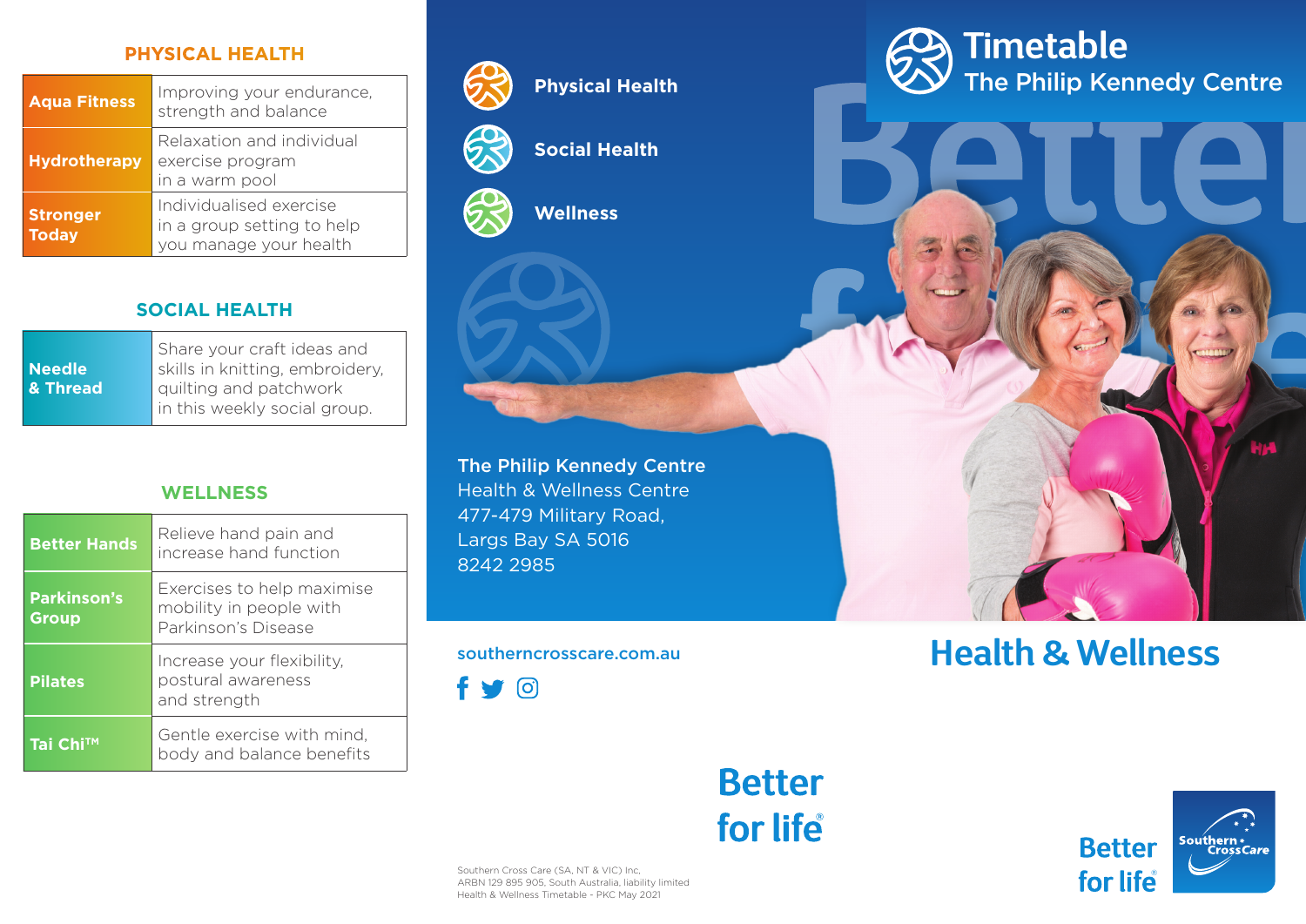## PHYSICAL HEALTH

| | |
|---|---|
| **Aqua Fitness** | Improving your endurance, strength and balance |
| **Hydrotherapy** | Relaxation and individual exercise program in a warm pool |
| **Stronger Today** | Individualised exercise in a group setting to help you manage your health |

## SOCIAL HEALTH

| | |
|---|---|
| **Needle & Thread** | Share your craft ideas and skills in knitting, embroidery, quilting and patchwork in this weekly social group. |

## WELLNESS

| | |
|---|---|
| **Better Hands** | Relieve hand pain and increase hand function |
| **Parkinson's Group** | Exercises to help maximise mobility in people with Parkinson's Disease |
| **Pilates** | Increase your flexibility, postural awareness and strength |
| **Tai Chi™** | Gentle exercise with mind, body and balance benefits |

**Physical Health**

**Social Health**

**Wellness**

**The Philip Kennedy Centre**
Health & Wellness Centre
477-479 Military Road,
Largs Bay SA 5016
8242 2985

southerncrosscare.com.au

**Better for life®**

Southern Cross Care (SA, NT & VIC) Inc,
ARBN 129 895 905, South Australia, liability limited
Health & Wellness Timetable - PKC May 2021

# Timetable
## The Philip Kennedy Centre

# Health & Wellness

Better for life®

Southern Cross Care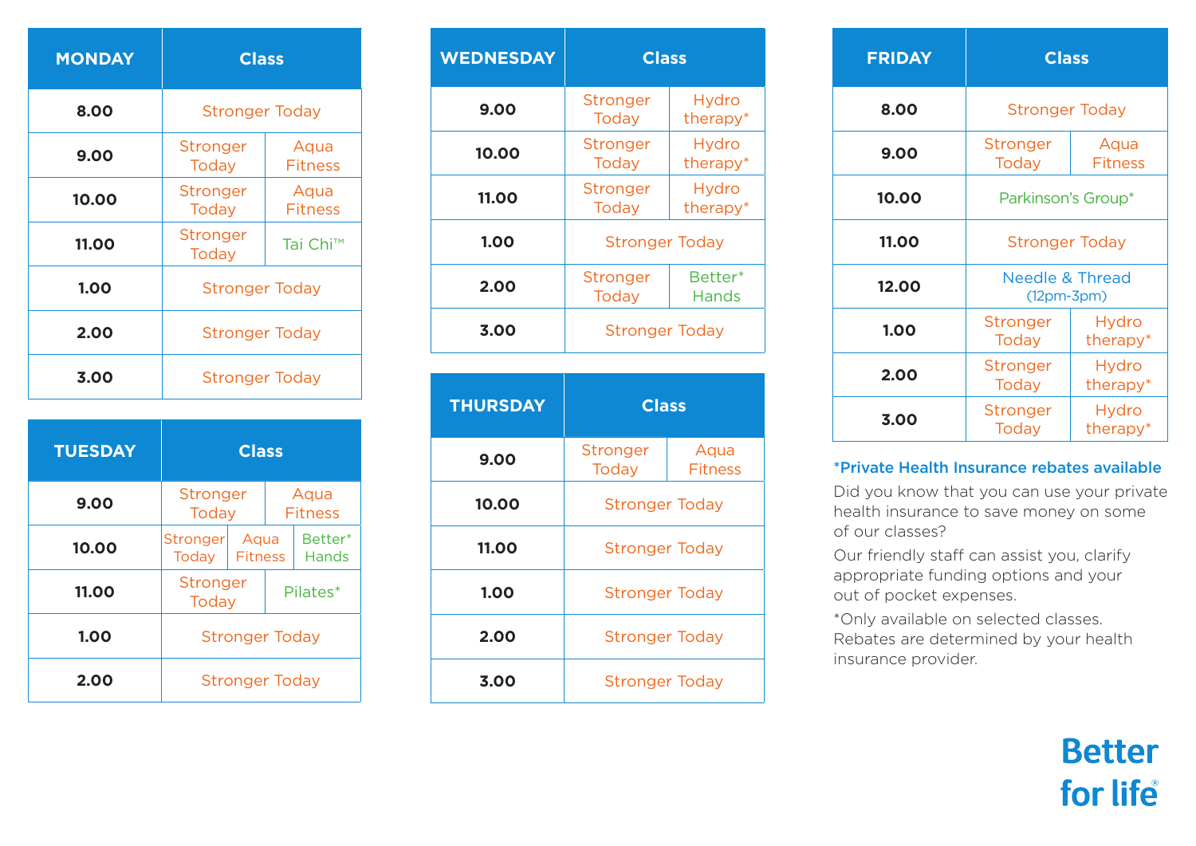| MONDAY | Class | |
|---|---|---|
| 8.00 | Stronger Today | |
| 9.00 | Stronger Today | Aqua Fitness |
| 10.00 | Stronger Today | Aqua Fitness |
| 11.00 | Stronger Today | Tai Chi™ |
| 1.00 | Stronger Today | |
| 2.00 | Stronger Today | |
| 3.00 | Stronger Today | |

| TUESDAY | Class | | |
|---|---|---|---|
| 9.00 | Stronger Today | Aqua Fitness | |
| 10.00 | Stronger Today | Aqua Fitness | Better* Hands |
| 11.00 | Stronger Today | Pilates* | |
| 1.00 | Stronger Today | | |
| 2.00 | Stronger Today | | |

| WEDNESDAY | Class | |
|---|---|---|
| 9.00 | Stronger Today | Hydro therapy* |
| 10.00 | Stronger Today | Hydro therapy* |
| 11.00 | Stronger Today | Hydro therapy* |
| 1.00 | Stronger Today | |
| 2.00 | Stronger Today | Better* Hands |
| 3.00 | Stronger Today | |

| THURSDAY | Class | |
|---|---|---|
| 9.00 | Stronger Today | Aqua Fitness |
| 10.00 | Stronger Today | |
| 11.00 | Stronger Today | |
| 1.00 | Stronger Today | |
| 2.00 | Stronger Today | |
| 3.00 | Stronger Today | |

| FRIDAY | Class | |
|---|---|---|
| 8.00 | Stronger Today | |
| 9.00 | Stronger Today | Aqua Fitness |
| 10.00 | Parkinson's Group* | |
| 11.00 | Stronger Today | |
| 12.00 | Needle & Thread (12pm-3pm) | |
| 1.00 | Stronger Today | Hydro therapy* |
| 2.00 | Stronger Today | Hydro therapy* |
| 3.00 | Stronger Today | Hydro therapy* |

**\*Private Health Insurance rebates available**

Did you know that you can use your private health insurance to save money on some of our classes?

Our friendly staff can assist you, clarify appropriate funding options and your out of pocket expenses.

*Only available on selected classes. Rebates are determined by your health insurance provider.

Better for life®